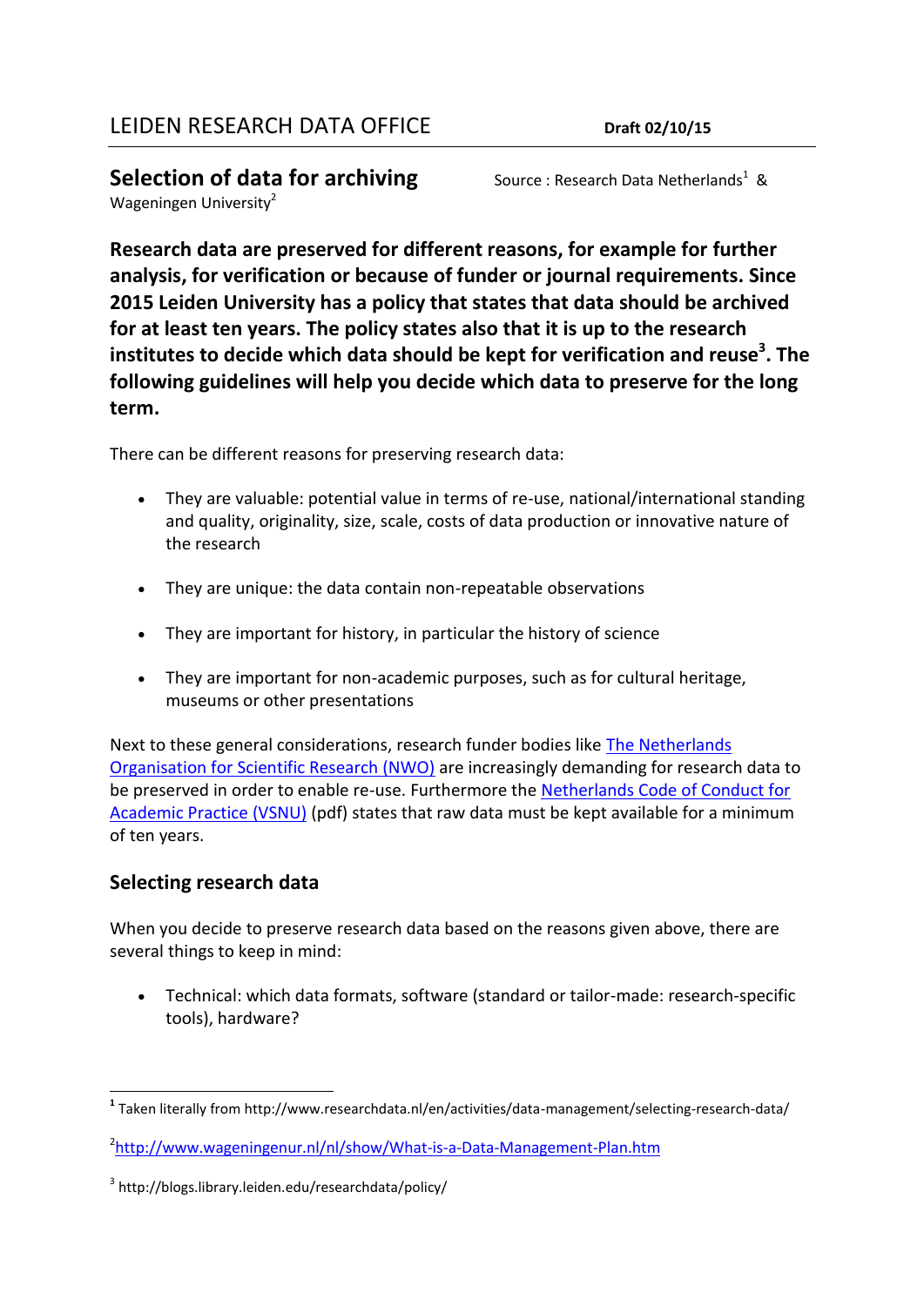# LEIDEN RESEARCH DATA OFFICE

**Draft 02/10/15**

## Selection of data for archiving

Source : Research Data Netherlands[1] & Wageningen University[2]

**Research data are preserved for different reasons, for example for further analysis, for verification or because of funder or journal requirements. Since 2015 Leiden University has a policy that states that data should be archived for at least ten years. The policy states also that it is up to the research institutes to decide which data should be kept for verification and reuse[3]. The following guidelines will help you decide which data to preserve for the long term.**

There can be different reasons for preserving research data:

- They are valuable: potential value in terms of re-use, national/international standing and quality, originality, size, scale, costs of data production or innovative nature of the research
- They are unique: the data contain non-repeatable observations
- They are important for history, in particular the history of science
- They are important for non-academic purposes, such as for cultural heritage, museums or other presentations

Next to these general considerations, research funder bodies like The Netherlands Organisation for Scientific Research (NWO) are increasingly demanding for research data to be preserved in order to enable re-use. Furthermore the Netherlands Code of Conduct for Academic Practice (VSNU) (pdf) states that raw data must be kept available for a minimum of ten years.

### Selecting research data

When you decide to preserve research data based on the reasons given above, there are several things to keep in mind:

- Technical: which data formats, software (standard or tailor-made: research-specific tools), hardware?

---

[1] Taken literally from http://www.researchdata.nl/en/activities/data-management/selecting-research-data/

[2] http://www.wageningenur.nl/nl/show/What-is-a-Data-Management-Plan.htm

[3] http://blogs.library.leiden.edu/researchdata/policy/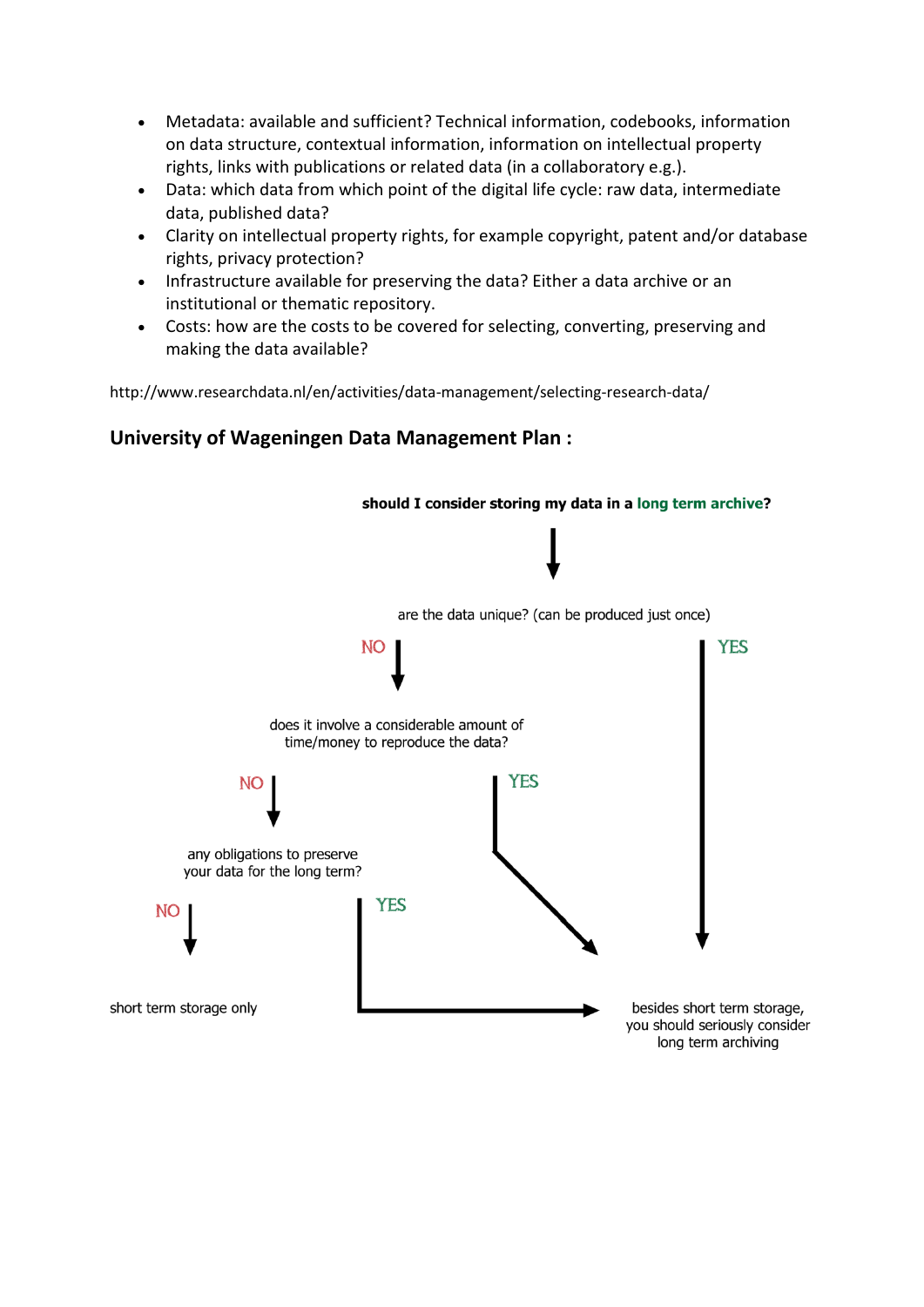- Metadata: available and sufficient? Technical information, codebooks, information on data structure, contextual information, information on intellectual property rights, links with publications or related data (in a collaboratory e.g.).
- Data: which data from which point of the digital life cycle: raw data, intermediate data, published data?
- Clarity on intellectual property rights, for example copyright, patent and/or database rights, privacy protection?
- Infrastructure available for preserving the data? Either a data archive or an institutional or thematic repository.
- Costs: how are the costs to be covered for selecting, converting, preserving and making the data available?

http://www.researchdata.nl/en/activities/data-management/selecting-research-data/

### University of Wageningen Data Management Plan :

**should I consider storing my data in a long term archive?**

are the data unique? (can be produced just once)

NO

YES

does it involve a considerable amount of time/money to reproduce the data?

NO

YES

any obligations to preserve your data for the long term?

NO

YES

short term storage only

besides short term storage, you should seriously consider long term archiving